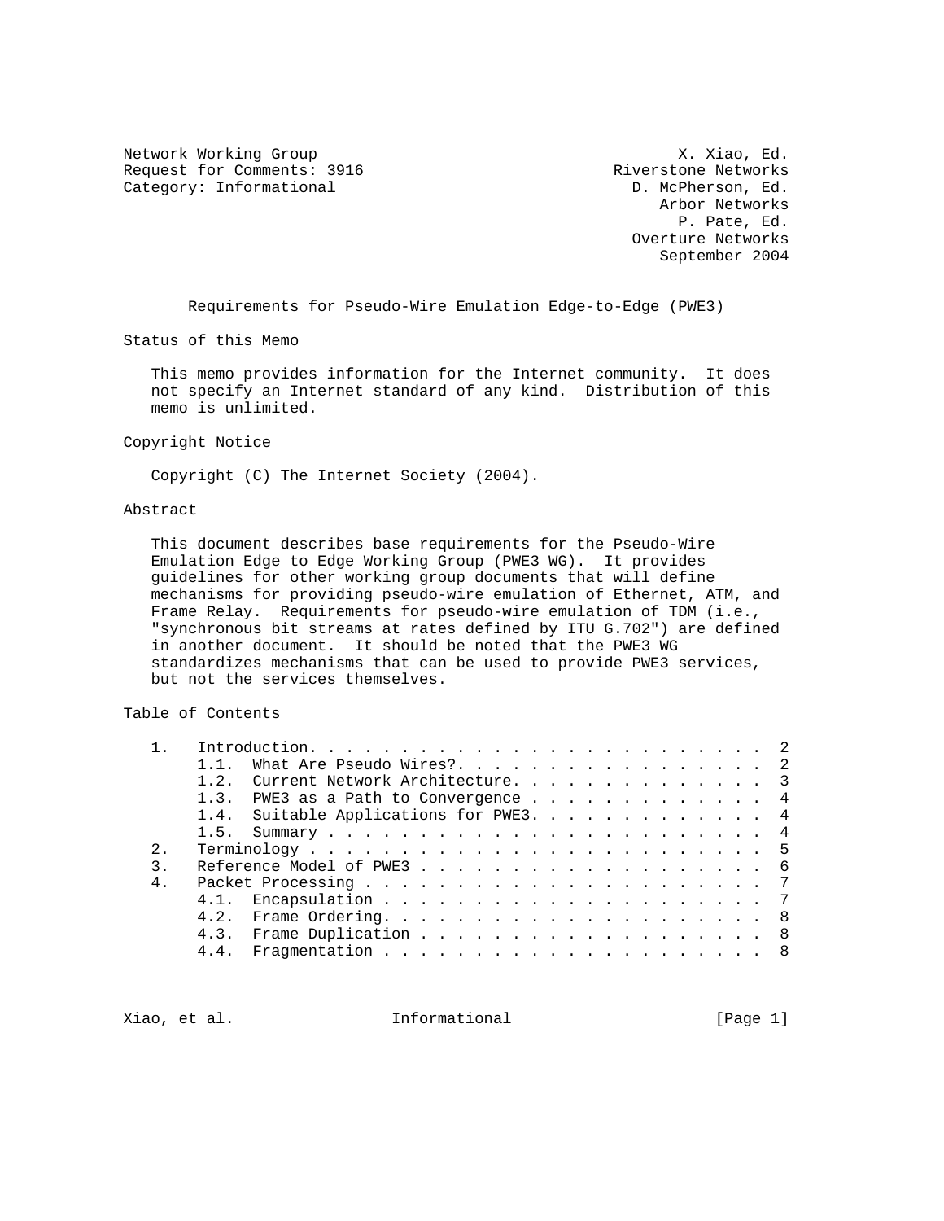Network Working Group X. Xiao, Ed.
Request for Comments: 3916 Riverstone Networks
Category: Informational D. McPherson, Ed.
Arbor Networks
P. Pate, Ed.
Overture Networks
September 2004

# Requirements for Pseudo-Wire Emulation Edge-to-Edge (PWE3)

## Status of this Memo

This memo provides information for the Internet community. It does not specify an Internet standard of any kind. Distribution of this memo is unlimited.

## Copyright Notice

Copyright (C) The Internet Society (2004).

## Abstract

This document describes base requirements for the Pseudo-Wire Emulation Edge to Edge Working Group (PWE3 WG). It provides guidelines for other working group documents that will define mechanisms for providing pseudo-wire emulation of Ethernet, ATM, and Frame Relay. Requirements for pseudo-wire emulation of TDM (i.e., "synchronous bit streams at rates defined by ITU G.702") are defined in another document. It should be noted that the PWE3 WG standardizes mechanisms that can be used to provide PWE3 services, but not the services themselves.

## Table of Contents

```
   1.   Introduction. . . . . . . . . . . . . . . . . . . . . . . . .  2
        1.1.  What Are Pseudo Wires?. . . . . . . . . . . . . . . . .  2
        1.2.  Current Network Architecture. . . . . . . . . . . . . .  3
        1.3.  PWE3 as a Path to Convergence . . . . . . . . . . . . .  4
        1.4.  Suitable Applications for PWE3. . . . . . . . . . . . .  4
        1.5.  Summary . . . . . . . . . . . . . . . . . . . . . . . .  4
   2.   Terminology . . . . . . . . . . . . . . . . . . . . . . . . .  5
   3.   Reference Model of PWE3 . . . . . . . . . . . . . . . . . . .  6
   4.   Packet Processing . . . . . . . . . . . . . . . . . . . . . .  7
        4.1.  Encapsulation . . . . . . . . . . . . . . . . . . . . .  7
        4.2.  Frame Ordering. . . . . . . . . . . . . . . . . . . . .  8
        4.3.  Frame Duplication . . . . . . . . . . . . . . . . . . .  8
        4.4.  Fragmentation . . . . . . . . . . . . . . . . . . . . .  8
```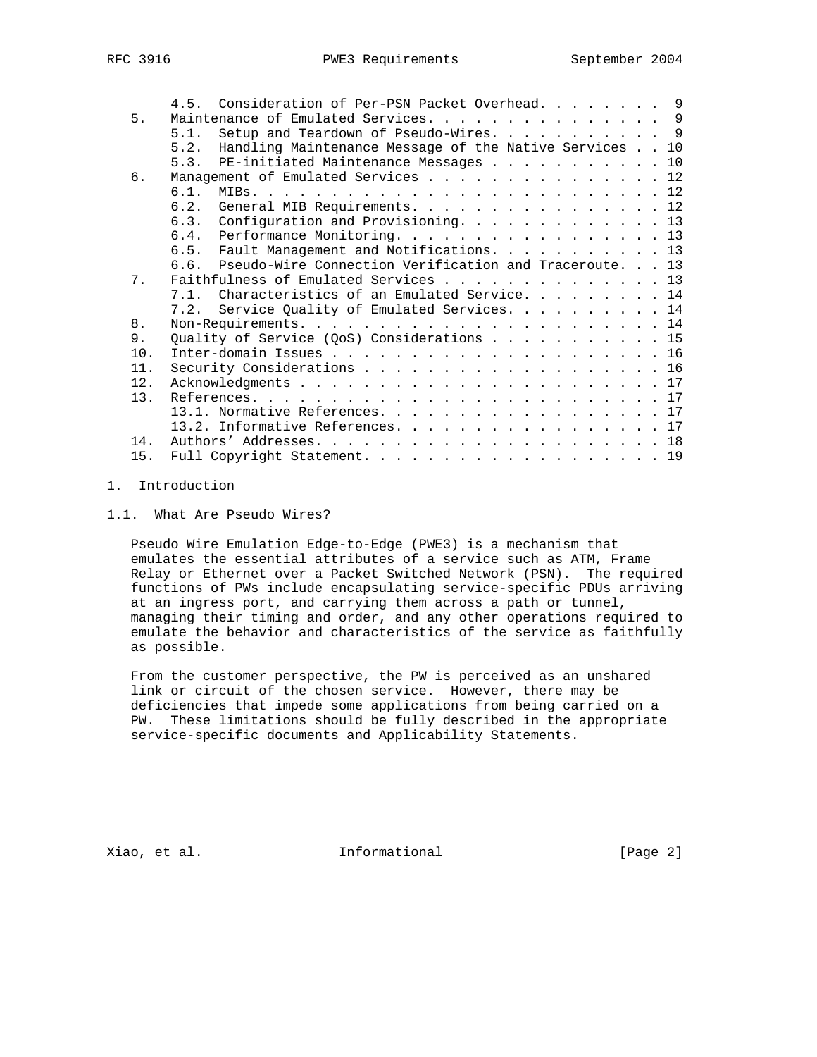4.5. Consideration of Per-PSN Packet Overhead. . . . . . . . 9
5. Maintenance of Emulated Services. . . . . . . . . . . . . . . 9
5.1. Setup and Teardown of Pseudo-Wires. . . . . . . . . . . 9
5.2. Handling Maintenance Message of the Native Services . . 10
5.3. PE-initiated Maintenance Messages . . . . . . . . . . . 10
6. Management of Emulated Services . . . . . . . . . . . . . . . 12
6.1. MIBs. . . . . . . . . . . . . . . . . . . . . . . . . . 12
6.2. General MIB Requirements. . . . . . . . . . . . . . . . 12
6.3. Configuration and Provisioning. . . . . . . . . . . . . 13
6.4. Performance Monitoring. . . . . . . . . . . . . . . . . 13
6.5. Fault Management and Notifications. . . . . . . . . . . 13
6.6. Pseudo-Wire Connection Verification and Traceroute. . . 13
7. Faithfulness of Emulated Services . . . . . . . . . . . . . . 13
7.1. Characteristics of an Emulated Service. . . . . . . . . 14
7.2. Service Quality of Emulated Services. . . . . . . . . . 14
8. Non-Requirements. . . . . . . . . . . . . . . . . . . . . . . 14
9. Quality of Service (QoS) Considerations . . . . . . . . . . . 15
10. Inter-domain Issues . . . . . . . . . . . . . . . . . . . . . 16
11. Security Considerations . . . . . . . . . . . . . . . . . . . 16
12. Acknowledgments . . . . . . . . . . . . . . . . . . . . . . . 17
13. References. . . . . . . . . . . . . . . . . . . . . . . . . . 17
13.1. Normative References. . . . . . . . . . . . . . . . . . 17
13.2. Informative References. . . . . . . . . . . . . . . . . 17
14. Authors' Addresses. . . . . . . . . . . . . . . . . . . . . . 18
15. Full Copyright Statement. . . . . . . . . . . . . . . . . . . 19

# 1. Introduction

## 1.1. What Are Pseudo Wires?

Pseudo Wire Emulation Edge-to-Edge (PWE3) is a mechanism that emulates the essential attributes of a service such as ATM, Frame Relay or Ethernet over a Packet Switched Network (PSN). The required functions of PWs include encapsulating service-specific PDUs arriving at an ingress port, and carrying them across a path or tunnel, managing their timing and order, and any other operations required to emulate the behavior and characteristics of the service as faithfully as possible.

From the customer perspective, the PW is perceived as an unshared link or circuit of the chosen service. However, there may be deficiencies that impede some applications from being carried on a PW. These limitations should be fully described in the appropriate service-specific documents and Applicability Statements.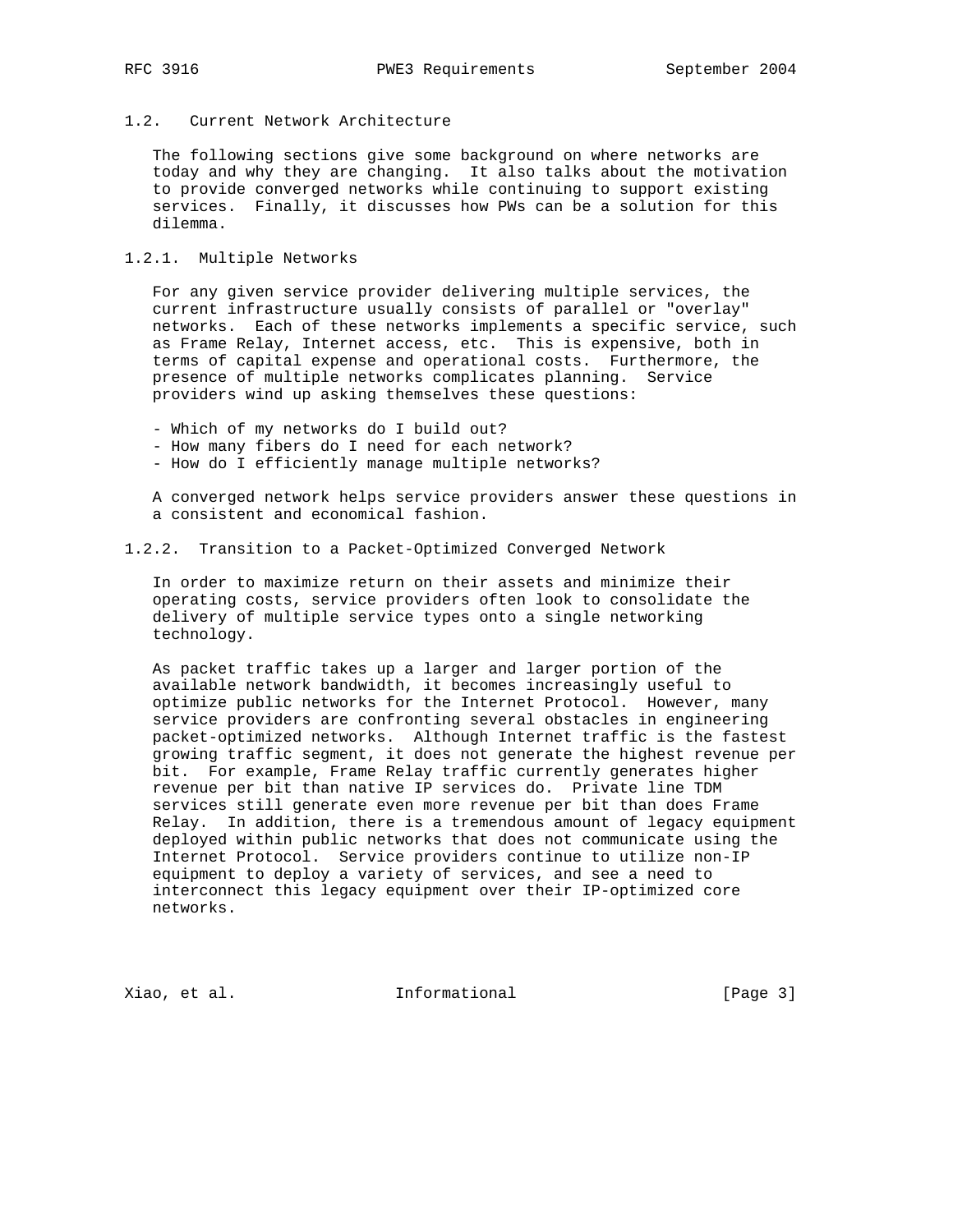### 1.2. Current Network Architecture

The following sections give some background on where networks are today and why they are changing. It also talks about the motivation to provide converged networks while continuing to support existing services. Finally, it discusses how PWs can be a solution for this dilemma.

#### 1.2.1. Multiple Networks

For any given service provider delivering multiple services, the current infrastructure usually consists of parallel or "overlay" networks. Each of these networks implements a specific service, such as Frame Relay, Internet access, etc. This is expensive, both in terms of capital expense and operational costs. Furthermore, the presence of multiple networks complicates planning. Service providers wind up asking themselves these questions:

- Which of my networks do I build out?
- How many fibers do I need for each network?
- How do I efficiently manage multiple networks?

A converged network helps service providers answer these questions in a consistent and economical fashion.

#### 1.2.2. Transition to a Packet-Optimized Converged Network

In order to maximize return on their assets and minimize their operating costs, service providers often look to consolidate the delivery of multiple service types onto a single networking technology.

As packet traffic takes up a larger and larger portion of the available network bandwidth, it becomes increasingly useful to optimize public networks for the Internet Protocol. However, many service providers are confronting several obstacles in engineering packet-optimized networks. Although Internet traffic is the fastest growing traffic segment, it does not generate the highest revenue per bit. For example, Frame Relay traffic currently generates higher revenue per bit than native IP services do. Private line TDM services still generate even more revenue per bit than does Frame Relay. In addition, there is a tremendous amount of legacy equipment deployed within public networks that does not communicate using the Internet Protocol. Service providers continue to utilize non-IP equipment to deploy a variety of services, and see a need to interconnect this legacy equipment over their IP-optimized core networks.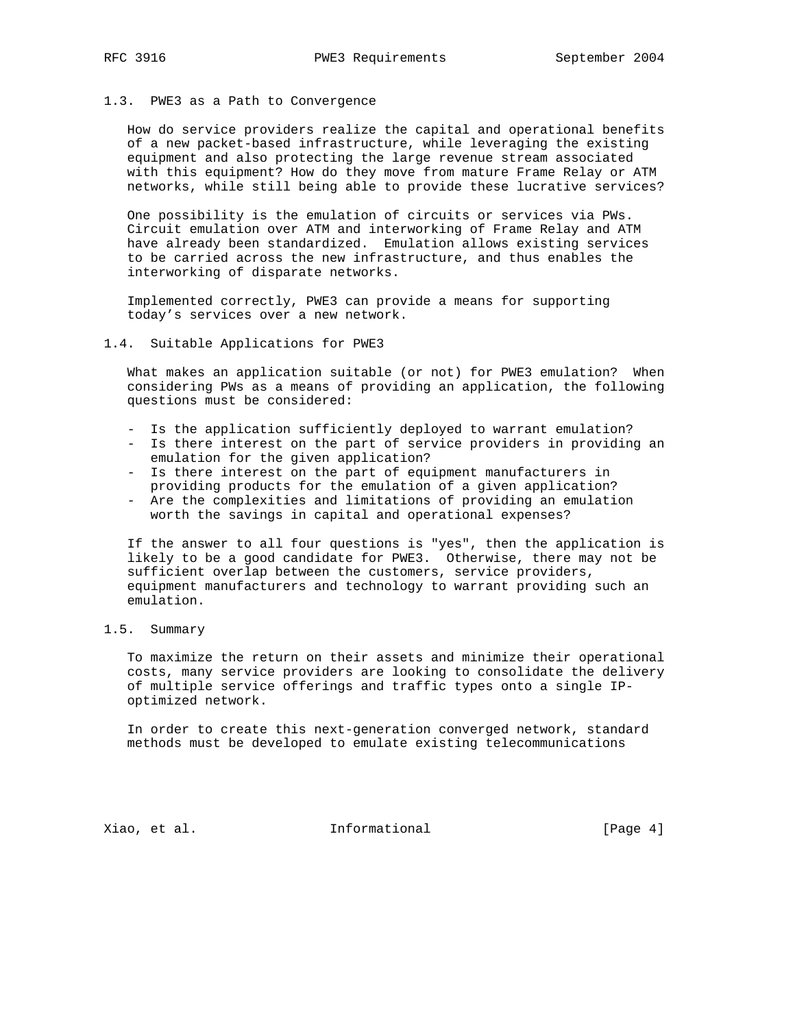## 1.3. PWE3 as a Path to Convergence

How do service providers realize the capital and operational benefits of a new packet-based infrastructure, while leveraging the existing equipment and also protecting the large revenue stream associated with this equipment? How do they move from mature Frame Relay or ATM networks, while still being able to provide these lucrative services?

One possibility is the emulation of circuits or services via PWs. Circuit emulation over ATM and interworking of Frame Relay and ATM have already been standardized. Emulation allows existing services to be carried across the new infrastructure, and thus enables the interworking of disparate networks.

Implemented correctly, PWE3 can provide a means for supporting today's services over a new network.

## 1.4. Suitable Applications for PWE3

What makes an application suitable (or not) for PWE3 emulation? When considering PWs as a means of providing an application, the following questions must be considered:

- Is the application sufficiently deployed to warrant emulation?
- Is there interest on the part of service providers in providing an emulation for the given application?
- Is there interest on the part of equipment manufacturers in providing products for the emulation of a given application?
- Are the complexities and limitations of providing an emulation worth the savings in capital and operational expenses?

If the answer to all four questions is "yes", then the application is likely to be a good candidate for PWE3. Otherwise, there may not be sufficient overlap between the customers, service providers, equipment manufacturers and technology to warrant providing such an emulation.

## 1.5. Summary

To maximize the return on their assets and minimize their operational costs, many service providers are looking to consolidate the delivery of multiple service offerings and traffic types onto a single IP-optimized network.

In order to create this next-generation converged network, standard methods must be developed to emulate existing telecommunications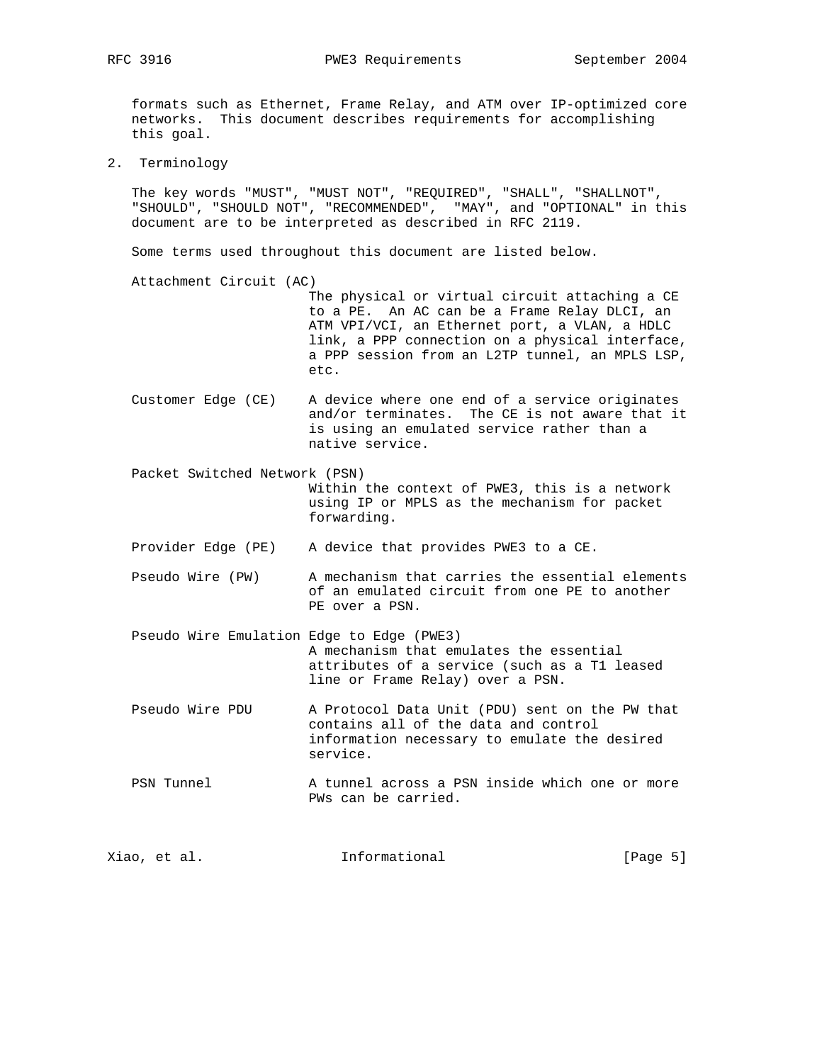formats such as Ethernet, Frame Relay, and ATM over IP-optimized core networks. This document describes requirements for accomplishing this goal.

## 2. Terminology

The key words "MUST", "MUST NOT", "REQUIRED", "SHALL", "SHALLNOT", "SHOULD", "SHOULD NOT", "RECOMMENDED", "MAY", and "OPTIONAL" in this document are to be interpreted as described in RFC 2119.

Some terms used throughout this document are listed below.

**Attachment Circuit (AC)**
The physical or virtual circuit attaching a CE to a PE. An AC can be a Frame Relay DLCI, an ATM VPI/VCI, an Ethernet port, a VLAN, a HDLC link, a PPP connection on a physical interface, a PPP session from an L2TP tunnel, an MPLS LSP, etc.

**Customer Edge (CE)**
A device where one end of a service originates and/or terminates. The CE is not aware that it is using an emulated service rather than a native service.

**Packet Switched Network (PSN)**
Within the context of PWE3, this is a network using IP or MPLS as the mechanism for packet forwarding.

**Provider Edge (PE)**
A device that provides PWE3 to a CE.

**Pseudo Wire (PW)**
A mechanism that carries the essential elements of an emulated circuit from one PE to another PE over a PSN.

**Pseudo Wire Emulation Edge to Edge (PWE3)**
A mechanism that emulates the essential attributes of a service (such as a T1 leased line or Frame Relay) over a PSN.

**Pseudo Wire PDU**
A Protocol Data Unit (PDU) sent on the PW that contains all of the data and control information necessary to emulate the desired service.

**PSN Tunnel**
A tunnel across a PSN inside which one or more PWs can be carried.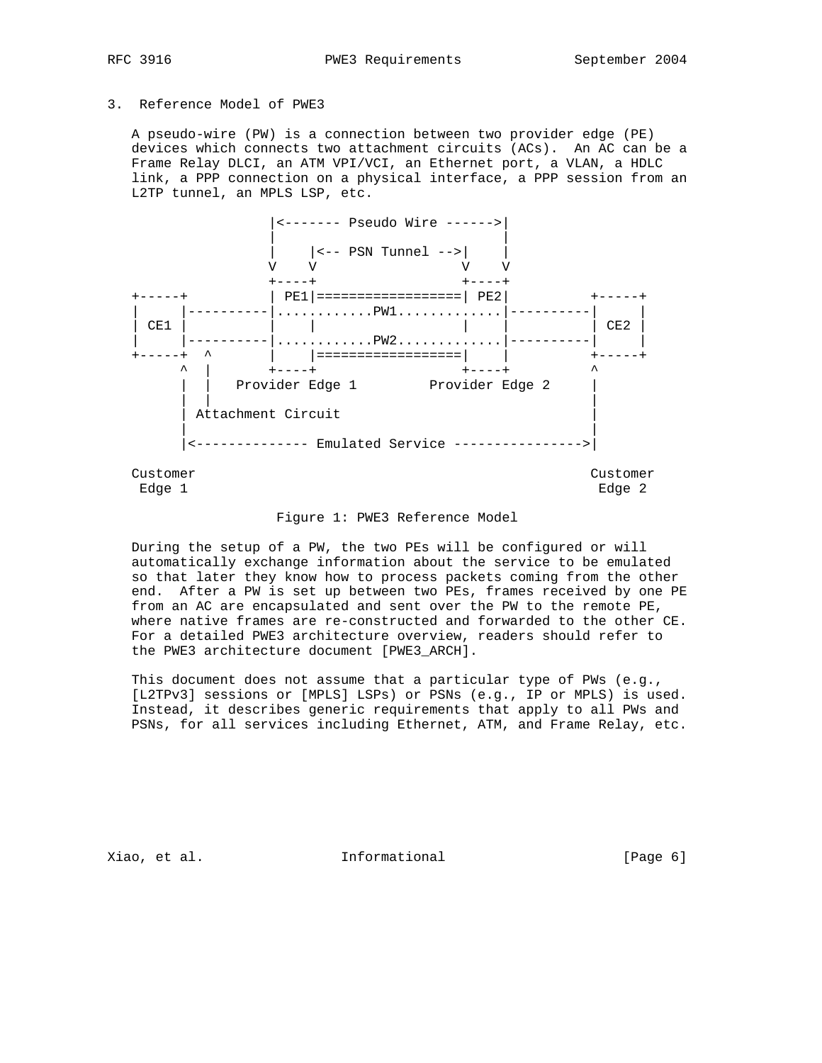## 3. Reference Model of PWE3

A pseudo-wire (PW) is a connection between two provider edge (PE) devices which connects two attachment circuits (ACs). An AC can be a Frame Relay DLCI, an ATM VPI/VCI, an Ethernet port, a VLAN, a HDLC link, a PPP connection on a physical interface, a PPP session from an L2TP tunnel, an MPLS LSP, etc.

```
                 |<------- Pseudo Wire ------>|
                 |                            |
                 |    |<-- PSN Tunnel -->|    |
                 V    V                  V    V
                 +----+                  +----+
   +-----+       | PE1|==================| PE2|          +-----+
   |     |----------|............PW1.............|----------|     |
   | CE1 |          |    |                  |    |          | CE2 |
   |     |----------|............PW2.............|----------|     |
   +-----+  ^       |    |==================|    |          +-----+
         ^  |       +----+                  +----+          ^
         |  |   Provider Edge 1        Provider Edge 2     |
         |  |                                              |
         | Attachment Circuit                              |
         |                                                 |
         |<-------------- Emulated Service ---------------->|

   Customer                                            Customer
    Edge 1                                              Edge 2
```

Figure 1: PWE3 Reference Model

During the setup of a PW, the two PEs will be configured or will automatically exchange information about the service to be emulated so that later they know how to process packets coming from the other end. After a PW is set up between two PEs, frames received by one PE from an AC are encapsulated and sent over the PW to the remote PE, where native frames are re-constructed and forwarded to the other CE. For a detailed PWE3 architecture overview, readers should refer to the PWE3 architecture document [PWE3_ARCH].

This document does not assume that a particular type of PWs (e.g., [L2TPv3] sessions or [MPLS] LSPs) or PSNs (e.g., IP or MPLS) is used. Instead, it describes generic requirements that apply to all PWs and PSNs, for all services including Ethernet, ATM, and Frame Relay, etc.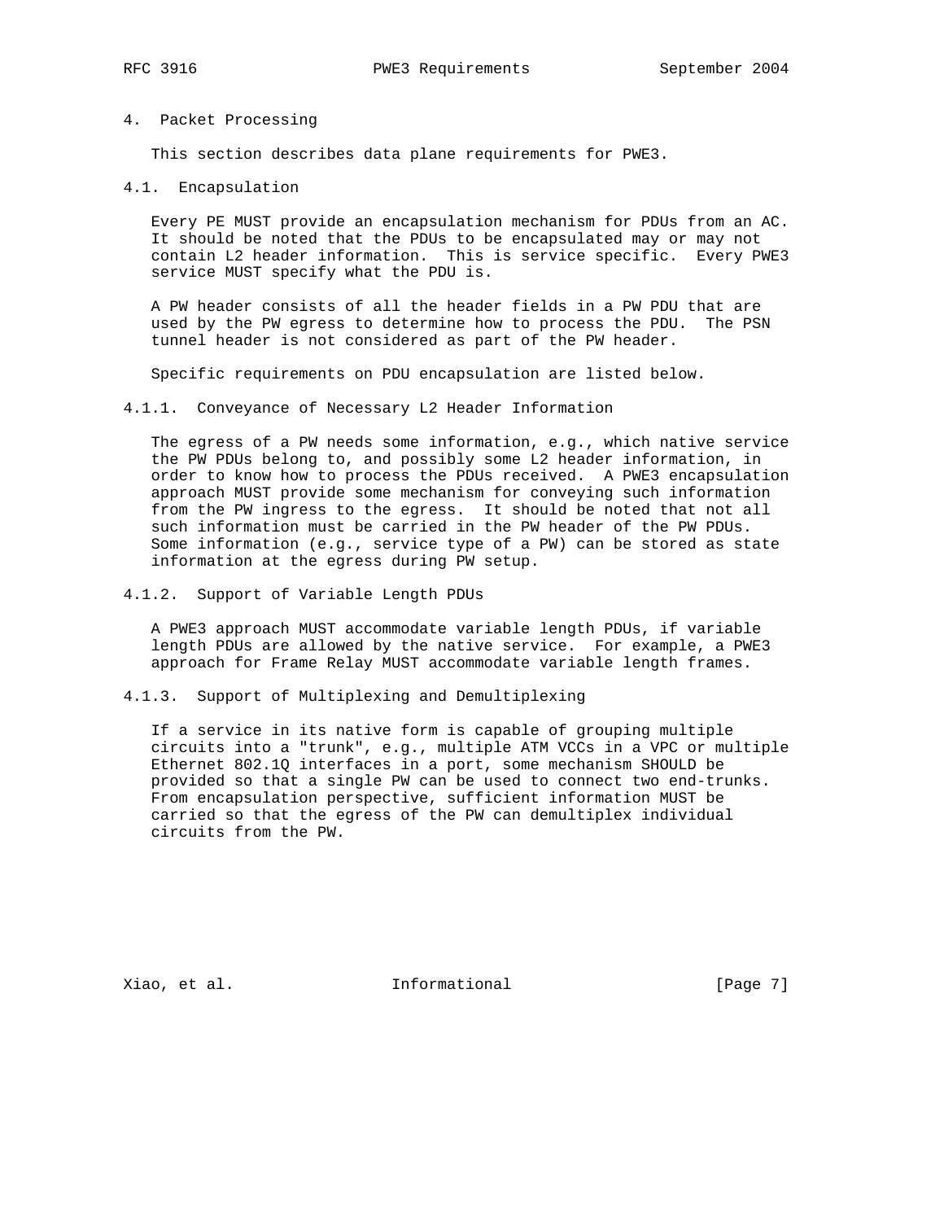# 4. Packet Processing

This section describes data plane requirements for PWE3.

## 4.1. Encapsulation

Every PE MUST provide an encapsulation mechanism for PDUs from an AC. It should be noted that the PDUs to be encapsulated may or may not contain L2 header information. This is service specific. Every PWE3 service MUST specify what the PDU is.

A PW header consists of all the header fields in a PW PDU that are used by the PW egress to determine how to process the PDU. The PSN tunnel header is not considered as part of the PW header.

Specific requirements on PDU encapsulation are listed below.

### 4.1.1. Conveyance of Necessary L2 Header Information

The egress of a PW needs some information, e.g., which native service the PW PDUs belong to, and possibly some L2 header information, in order to know how to process the PDUs received. A PWE3 encapsulation approach MUST provide some mechanism for conveying such information from the PW ingress to the egress. It should be noted that not all such information must be carried in the PW header of the PW PDUs. Some information (e.g., service type of a PW) can be stored as state information at the egress during PW setup.

### 4.1.2. Support of Variable Length PDUs

A PWE3 approach MUST accommodate variable length PDUs, if variable length PDUs are allowed by the native service. For example, a PWE3 approach for Frame Relay MUST accommodate variable length frames.

### 4.1.3. Support of Multiplexing and Demultiplexing

If a service in its native form is capable of grouping multiple circuits into a "trunk", e.g., multiple ATM VCCs in a VPC or multiple Ethernet 802.1Q interfaces in a port, some mechanism SHOULD be provided so that a single PW can be used to connect two end-trunks. From encapsulation perspective, sufficient information MUST be carried so that the egress of the PW can demultiplex individual circuits from the PW.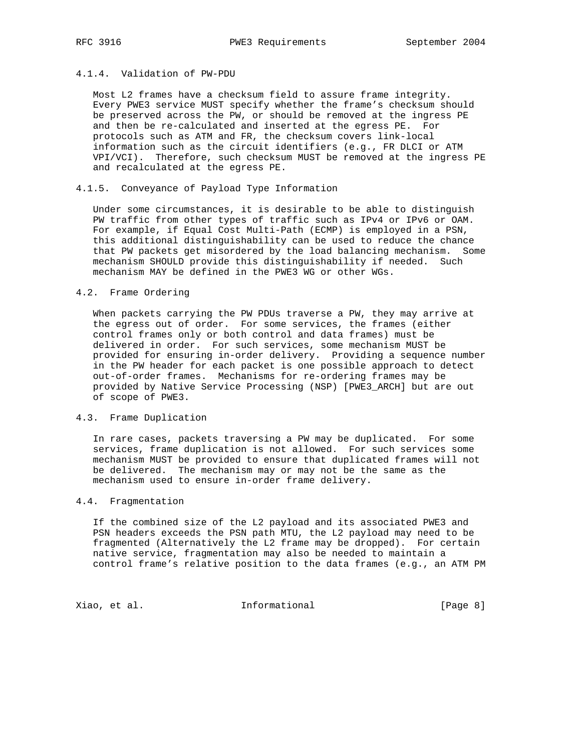#### 4.1.4. Validation of PW-PDU

Most L2 frames have a checksum field to assure frame integrity. Every PWE3 service MUST specify whether the frame's checksum should be preserved across the PW, or should be removed at the ingress PE and then be re-calculated and inserted at the egress PE. For protocols such as ATM and FR, the checksum covers link-local information such as the circuit identifiers (e.g., FR DLCI or ATM VPI/VCI). Therefore, such checksum MUST be removed at the ingress PE and recalculated at the egress PE.

#### 4.1.5. Conveyance of Payload Type Information

Under some circumstances, it is desirable to be able to distinguish PW traffic from other types of traffic such as IPv4 or IPv6 or OAM. For example, if Equal Cost Multi-Path (ECMP) is employed in a PSN, this additional distinguishability can be used to reduce the chance that PW packets get misordered by the load balancing mechanism. Some mechanism SHOULD provide this distinguishability if needed. Such mechanism MAY be defined in the PWE3 WG or other WGs.

### 4.2. Frame Ordering

When packets carrying the PW PDUs traverse a PW, they may arrive at the egress out of order. For some services, the frames (either control frames only or both control and data frames) must be delivered in order. For such services, some mechanism MUST be provided for ensuring in-order delivery. Providing a sequence number in the PW header for each packet is one possible approach to detect out-of-order frames. Mechanisms for re-ordering frames may be provided by Native Service Processing (NSP) [PWE3_ARCH] but are out of scope of PWE3.

### 4.3. Frame Duplication

In rare cases, packets traversing a PW may be duplicated. For some services, frame duplication is not allowed. For such services some mechanism MUST be provided to ensure that duplicated frames will not be delivered. The mechanism may or may not be the same as the mechanism used to ensure in-order frame delivery.

### 4.4. Fragmentation

If the combined size of the L2 payload and its associated PWE3 and PSN headers exceeds the PSN path MTU, the L2 payload may need to be fragmented (Alternatively the L2 frame may be dropped). For certain native service, fragmentation may also be needed to maintain a control frame's relative position to the data frames (e.g., an ATM PM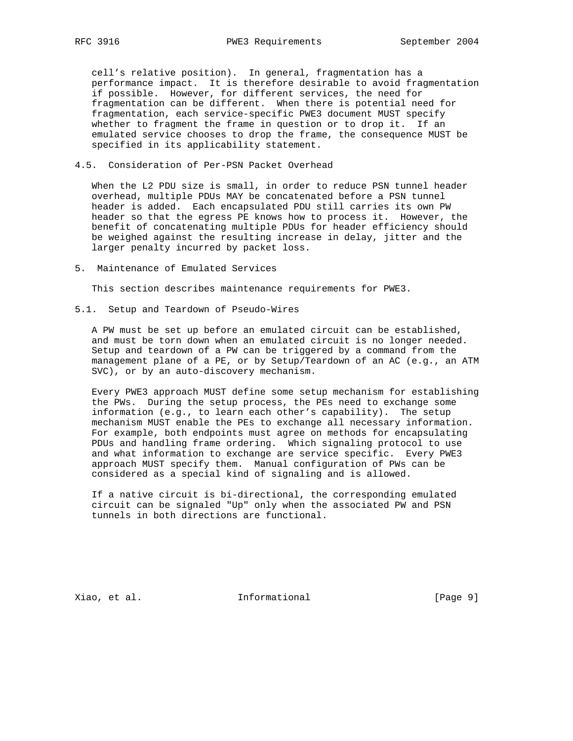cell's relative position). In general, fragmentation has a performance impact. It is therefore desirable to avoid fragmentation if possible. However, for different services, the need for fragmentation can be different. When there is potential need for fragmentation, each service-specific PWE3 document MUST specify whether to fragment the frame in question or to drop it. If an emulated service chooses to drop the frame, the consequence MUST be specified in its applicability statement.

### 4.5. Consideration of Per-PSN Packet Overhead

When the L2 PDU size is small, in order to reduce PSN tunnel header overhead, multiple PDUs MAY be concatenated before a PSN tunnel header is added. Each encapsulated PDU still carries its own PW header so that the egress PE knows how to process it. However, the benefit of concatenating multiple PDUs for header efficiency should be weighed against the resulting increase in delay, jitter and the larger penalty incurred by packet loss.

## 5. Maintenance of Emulated Services

This section describes maintenance requirements for PWE3.

### 5.1. Setup and Teardown of Pseudo-Wires

A PW must be set up before an emulated circuit can be established, and must be torn down when an emulated circuit is no longer needed. Setup and teardown of a PW can be triggered by a command from the management plane of a PE, or by Setup/Teardown of an AC (e.g., an ATM SVC), or by an auto-discovery mechanism.

Every PWE3 approach MUST define some setup mechanism for establishing the PWs. During the setup process, the PEs need to exchange some information (e.g., to learn each other's capability). The setup mechanism MUST enable the PEs to exchange all necessary information. For example, both endpoints must agree on methods for encapsulating PDUs and handling frame ordering. Which signaling protocol to use and what information to exchange are service specific. Every PWE3 approach MUST specify them. Manual configuration of PWs can be considered as a special kind of signaling and is allowed.

If a native circuit is bi-directional, the corresponding emulated circuit can be signaled "Up" only when the associated PW and PSN tunnels in both directions are functional.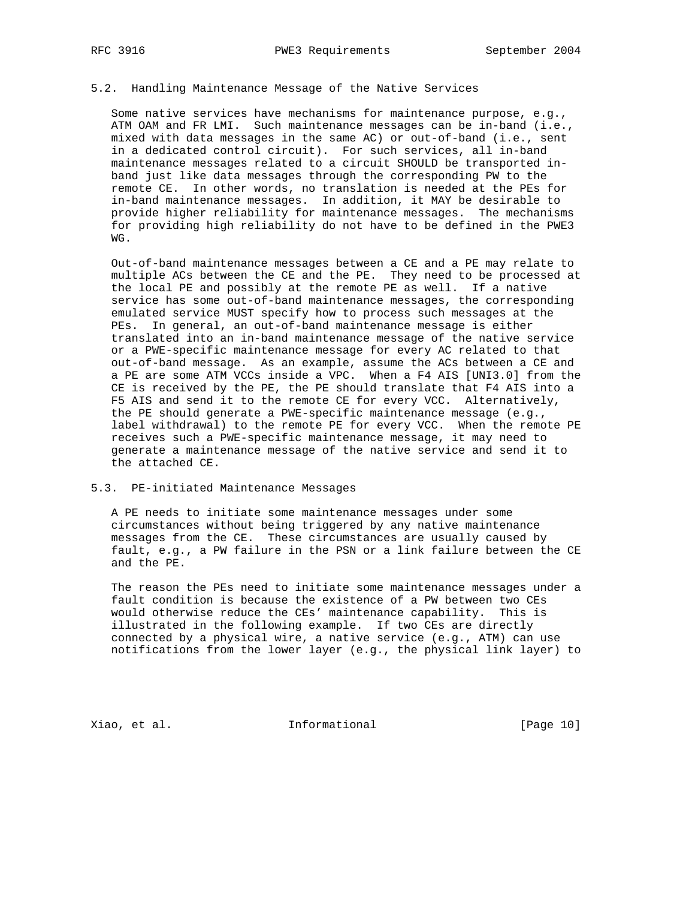### 5.2. Handling Maintenance Message of the Native Services

Some native services have mechanisms for maintenance purpose, e.g., ATM OAM and FR LMI. Such maintenance messages can be in-band (i.e., mixed with data messages in the same AC) or out-of-band (i.e., sent in a dedicated control circuit). For such services, all in-band maintenance messages related to a circuit SHOULD be transported in-band just like data messages through the corresponding PW to the remote CE. In other words, no translation is needed at the PEs for in-band maintenance messages. In addition, it MAY be desirable to provide higher reliability for maintenance messages. The mechanisms for providing high reliability do not have to be defined in the PWE3 WG.

Out-of-band maintenance messages between a CE and a PE may relate to multiple ACs between the CE and the PE. They need to be processed at the local PE and possibly at the remote PE as well. If a native service has some out-of-band maintenance messages, the corresponding emulated service MUST specify how to process such messages at the PEs. In general, an out-of-band maintenance message is either translated into an in-band maintenance message of the native service or a PWE-specific maintenance message for every AC related to that out-of-band message. As an example, assume the ACs between a CE and a PE are some ATM VCCs inside a VPC. When a F4 AIS [UNI3.0] from the CE is received by the PE, the PE should translate that F4 AIS into a F5 AIS and send it to the remote CE for every VCC. Alternatively, the PE should generate a PWE-specific maintenance message (e.g., label withdrawal) to the remote PE for every VCC. When the remote PE receives such a PWE-specific maintenance message, it may need to generate a maintenance message of the native service and send it to the attached CE.

### 5.3. PE-initiated Maintenance Messages

A PE needs to initiate some maintenance messages under some circumstances without being triggered by any native maintenance messages from the CE. These circumstances are usually caused by fault, e.g., a PW failure in the PSN or a link failure between the CE and the PE.

The reason the PEs need to initiate some maintenance messages under a fault condition is because the existence of a PW between two CEs would otherwise reduce the CEs' maintenance capability. This is illustrated in the following example. If two CEs are directly connected by a physical wire, a native service (e.g., ATM) can use notifications from the lower layer (e.g., the physical link layer) to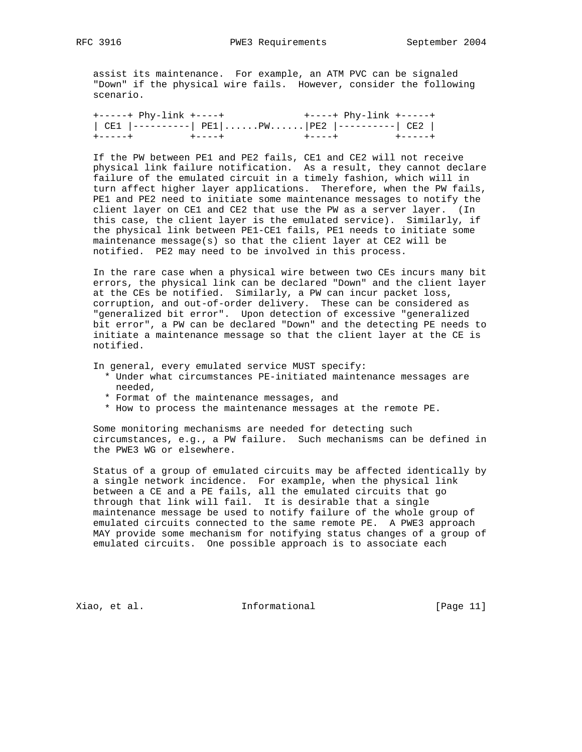assist its maintenance. For example, an ATM PVC can be signaled "Down" if the physical wire fails. However, consider the following scenario.

```
+-----+ Phy-link +----+              +----+ Phy-link +-----+
| CE1 |----------| PE1|......PW......|PE2 |----------| CE2 |
+-----+          +----+              +----+          +-----+
```

If the PW between PE1 and PE2 fails, CE1 and CE2 will not receive physical link failure notification. As a result, they cannot declare failure of the emulated circuit in a timely fashion, which will in turn affect higher layer applications. Therefore, when the PW fails, PE1 and PE2 need to initiate some maintenance messages to notify the client layer on CE1 and CE2 that use the PW as a server layer. (In this case, the client layer is the emulated service). Similarly, if the physical link between PE1-CE1 fails, PE1 needs to initiate some maintenance message(s) so that the client layer at CE2 will be notified. PE2 may need to be involved in this process.

In the rare case when a physical wire between two CEs incurs many bit errors, the physical link can be declared "Down" and the client layer at the CEs be notified. Similarly, a PW can incur packet loss, corruption, and out-of-order delivery. These can be considered as "generalized bit error". Upon detection of excessive "generalized bit error", a PW can be declared "Down" and the detecting PE needs to initiate a maintenance message so that the client layer at the CE is notified.

In general, every emulated service MUST specify:

* Under what circumstances PE-initiated maintenance messages are needed,
* Format of the maintenance messages, and
* How to process the maintenance messages at the remote PE.

Some monitoring mechanisms are needed for detecting such circumstances, e.g., a PW failure. Such mechanisms can be defined in the PWE3 WG or elsewhere.

Status of a group of emulated circuits may be affected identically by a single network incidence. For example, when the physical link between a CE and a PE fails, all the emulated circuits that go through that link will fail. It is desirable that a single maintenance message be used to notify failure of the whole group of emulated circuits connected to the same remote PE. A PWE3 approach MAY provide some mechanism for notifying status changes of a group of emulated circuits. One possible approach is to associate each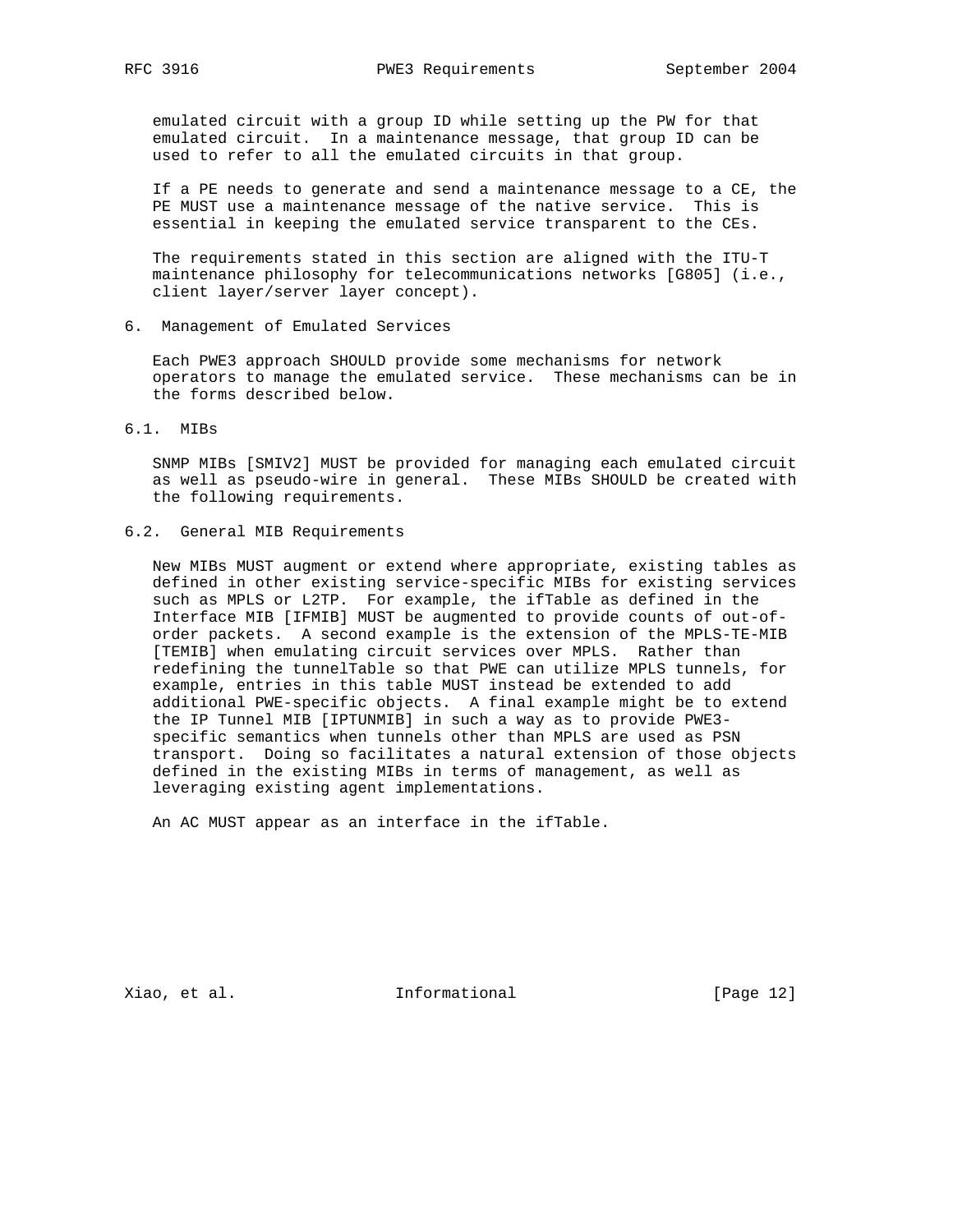emulated circuit with a group ID while setting up the PW for that emulated circuit. In a maintenance message, that group ID can be used to refer to all the emulated circuits in that group.

If a PE needs to generate and send a maintenance message to a CE, the PE MUST use a maintenance message of the native service. This is essential in keeping the emulated service transparent to the CEs.

The requirements stated in this section are aligned with the ITU-T maintenance philosophy for telecommunications networks [G805] (i.e., client layer/server layer concept).

## 6. Management of Emulated Services

Each PWE3 approach SHOULD provide some mechanisms for network operators to manage the emulated service. These mechanisms can be in the forms described below.

### 6.1. MIBs

SNMP MIBs [SMIV2] MUST be provided for managing each emulated circuit as well as pseudo-wire in general. These MIBs SHOULD be created with the following requirements.

### 6.2. General MIB Requirements

New MIBs MUST augment or extend where appropriate, existing tables as defined in other existing service-specific MIBs for existing services such as MPLS or L2TP. For example, the ifTable as defined in the Interface MIB [IFMIB] MUST be augmented to provide counts of out-of-order packets. A second example is the extension of the MPLS-TE-MIB [TEMIB] when emulating circuit services over MPLS. Rather than redefining the tunnelTable so that PWE can utilize MPLS tunnels, for example, entries in this table MUST instead be extended to add additional PWE-specific objects. A final example might be to extend the IP Tunnel MIB [IPTUNMIB] in such a way as to provide PWE3-specific semantics when tunnels other than MPLS are used as PSN transport. Doing so facilitates a natural extension of those objects defined in the existing MIBs in terms of management, as well as leveraging existing agent implementations.

An AC MUST appear as an interface in the ifTable.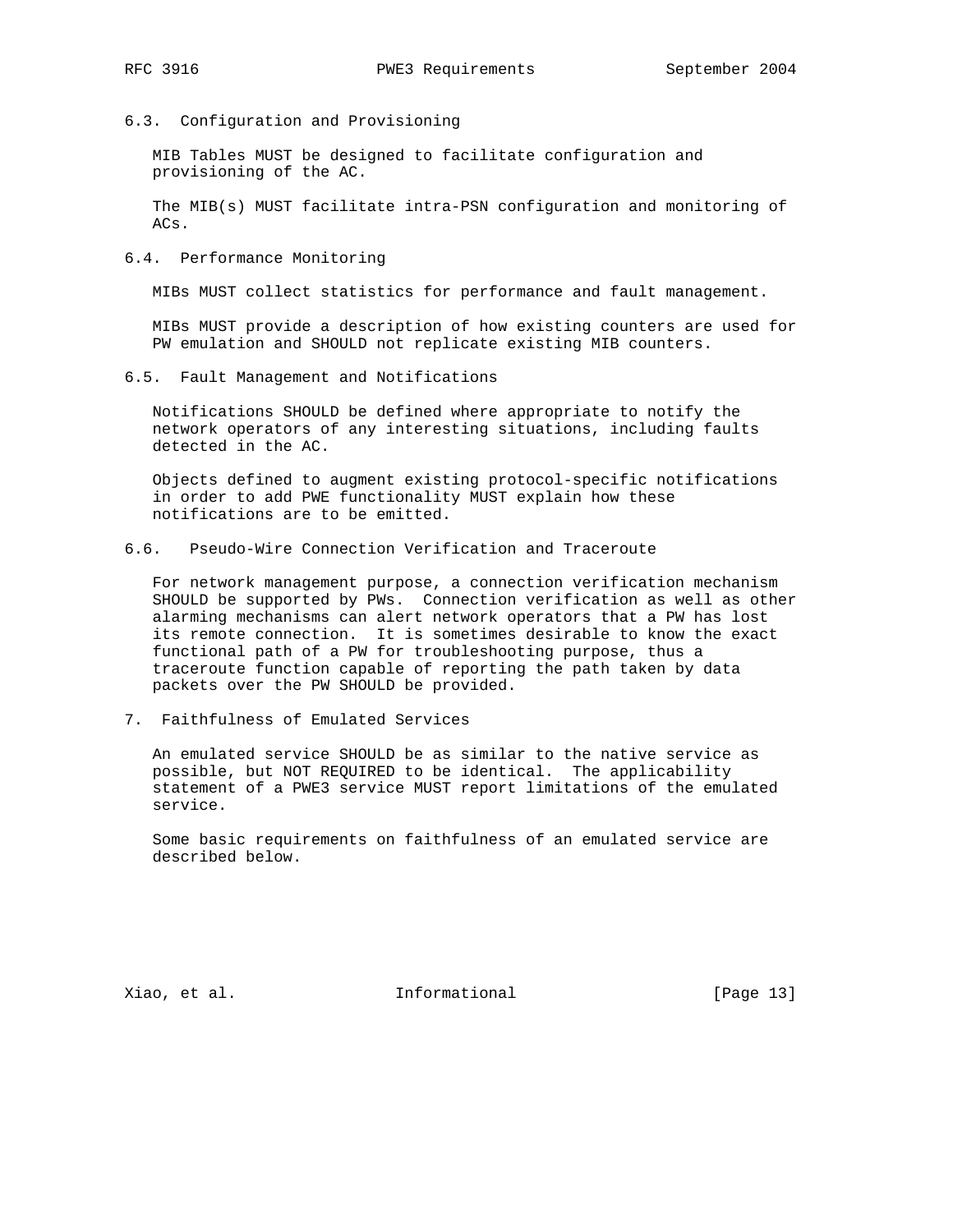### 6.3. Configuration and Provisioning

MIB Tables MUST be designed to facilitate configuration and provisioning of the AC.

The MIB(s) MUST facilitate intra-PSN configuration and monitoring of ACs.

### 6.4. Performance Monitoring

MIBs MUST collect statistics for performance and fault management.

MIBs MUST provide a description of how existing counters are used for PW emulation and SHOULD not replicate existing MIB counters.

### 6.5. Fault Management and Notifications

Notifications SHOULD be defined where appropriate to notify the network operators of any interesting situations, including faults detected in the AC.

Objects defined to augment existing protocol-specific notifications in order to add PWE functionality MUST explain how these notifications are to be emitted.

### 6.6. Pseudo-Wire Connection Verification and Traceroute

For network management purpose, a connection verification mechanism SHOULD be supported by PWs. Connection verification as well as other alarming mechanisms can alert network operators that a PW has lost its remote connection. It is sometimes desirable to know the exact functional path of a PW for troubleshooting purpose, thus a traceroute function capable of reporting the path taken by data packets over the PW SHOULD be provided.

## 7. Faithfulness of Emulated Services

An emulated service SHOULD be as similar to the native service as possible, but NOT REQUIRED to be identical. The applicability statement of a PWE3 service MUST report limitations of the emulated service.

Some basic requirements on faithfulness of an emulated service are described below.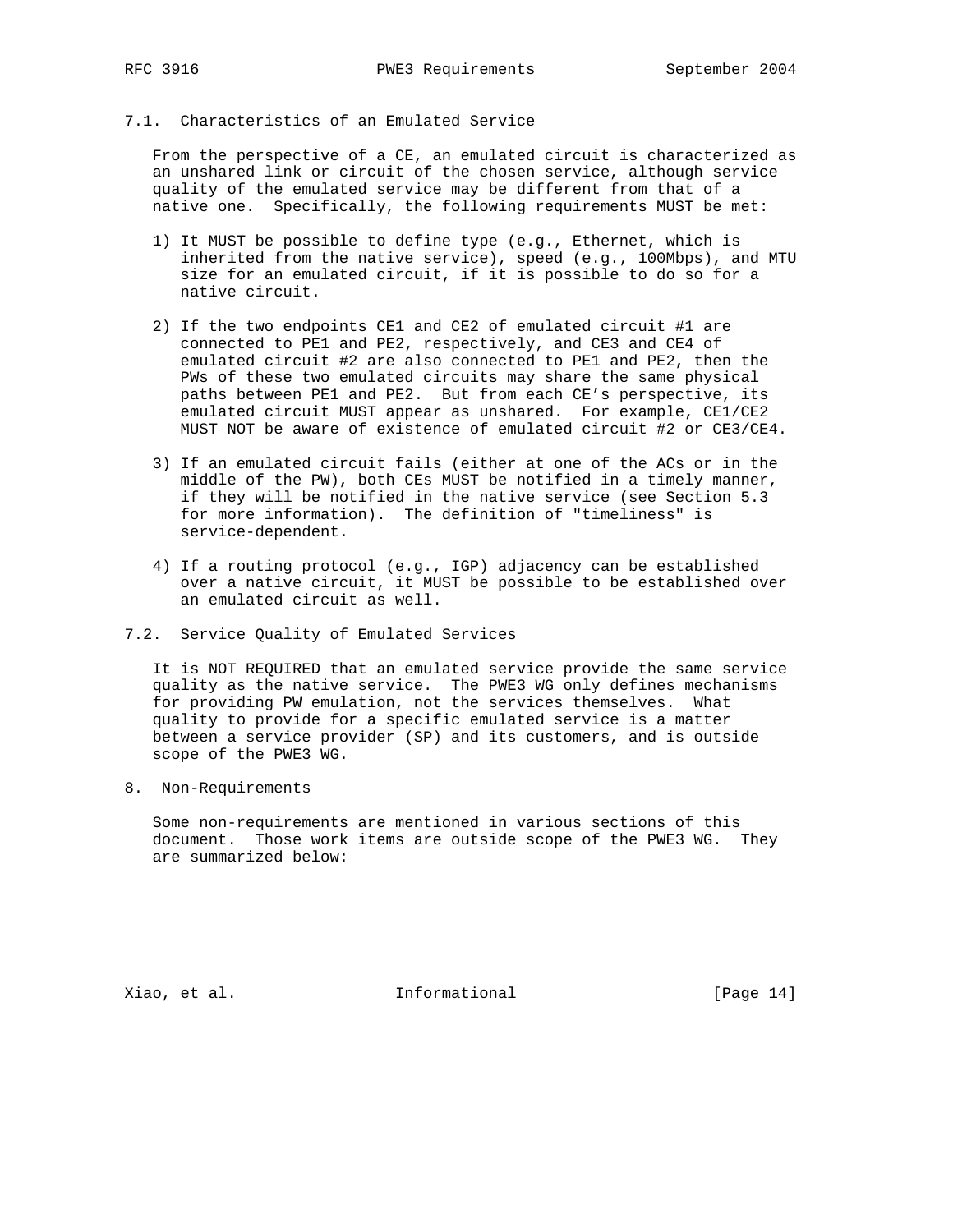### 7.1. Characteristics of an Emulated Service

From the perspective of a CE, an emulated circuit is characterized as an unshared link or circuit of the chosen service, although service quality of the emulated service may be different from that of a native one. Specifically, the following requirements MUST be met:

1) It MUST be possible to define type (e.g., Ethernet, which is inherited from the native service), speed (e.g., 100Mbps), and MTU size for an emulated circuit, if it is possible to do so for a native circuit.

2) If the two endpoints CE1 and CE2 of emulated circuit #1 are connected to PE1 and PE2, respectively, and CE3 and CE4 of emulated circuit #2 are also connected to PE1 and PE2, then the PWs of these two emulated circuits may share the same physical paths between PE1 and PE2. But from each CE's perspective, its emulated circuit MUST appear as unshared. For example, CE1/CE2 MUST NOT be aware of existence of emulated circuit #2 or CE3/CE4.

3) If an emulated circuit fails (either at one of the ACs or in the middle of the PW), both CEs MUST be notified in a timely manner, if they will be notified in the native service (see Section 5.3 for more information). The definition of "timeliness" is service-dependent.

4) If a routing protocol (e.g., IGP) adjacency can be established over a native circuit, it MUST be possible to be established over an emulated circuit as well.

### 7.2. Service Quality of Emulated Services

It is NOT REQUIRED that an emulated service provide the same service quality as the native service. The PWE3 WG only defines mechanisms for providing PW emulation, not the services themselves. What quality to provide for a specific emulated service is a matter between a service provider (SP) and its customers, and is outside scope of the PWE3 WG.

## 8. Non-Requirements

Some non-requirements are mentioned in various sections of this document. Those work items are outside scope of the PWE3 WG. They are summarized below: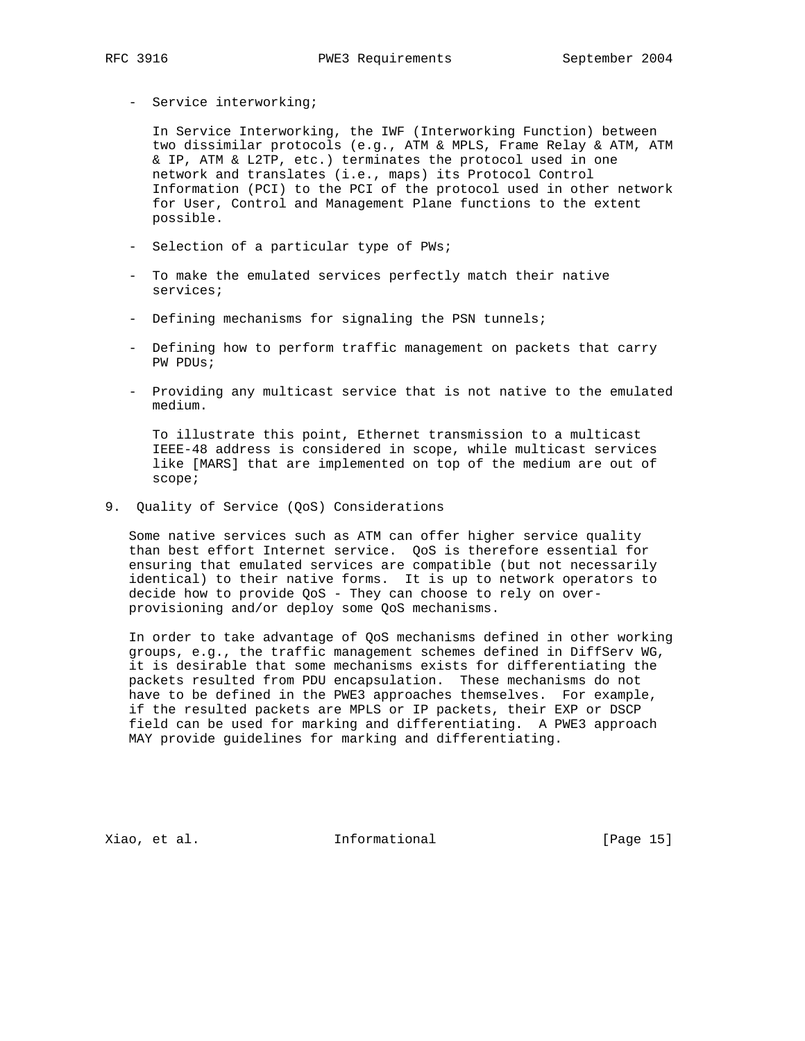- Service interworking;

  In Service Interworking, the IWF (Interworking Function) between two dissimilar protocols (e.g., ATM & MPLS, Frame Relay & ATM, ATM & IP, ATM & L2TP, etc.) terminates the protocol used in one network and translates (i.e., maps) its Protocol Control Information (PCI) to the PCI of the protocol used in other network for User, Control and Management Plane functions to the extent possible.

- Selection of a particular type of PWs;

- To make the emulated services perfectly match their native services;

- Defining mechanisms for signaling the PSN tunnels;

- Defining how to perform traffic management on packets that carry PW PDUs;

- Providing any multicast service that is not native to the emulated medium.

  To illustrate this point, Ethernet transmission to a multicast IEEE-48 address is considered in scope, while multicast services like [MARS] that are implemented on top of the medium are out of scope;

## 9. Quality of Service (QoS) Considerations

Some native services such as ATM can offer higher service quality than best effort Internet service. QoS is therefore essential for ensuring that emulated services are compatible (but not necessarily identical) to their native forms. It is up to network operators to decide how to provide QoS - They can choose to rely on over-provisioning and/or deploy some QoS mechanisms.

In order to take advantage of QoS mechanisms defined in other working groups, e.g., the traffic management schemes defined in DiffServ WG, it is desirable that some mechanisms exists for differentiating the packets resulted from PDU encapsulation. These mechanisms do not have to be defined in the PWE3 approaches themselves. For example, if the resulted packets are MPLS or IP packets, their EXP or DSCP field can be used for marking and differentiating. A PWE3 approach MAY provide guidelines for marking and differentiating.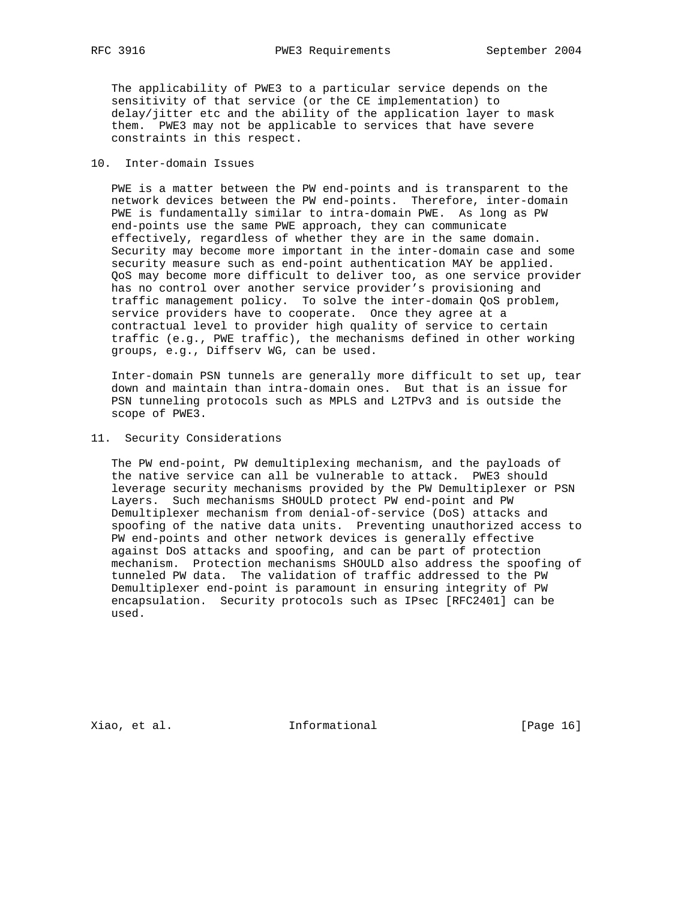The applicability of PWE3 to a particular service depends on the sensitivity of that service (or the CE implementation) to delay/jitter etc and the ability of the application layer to mask them. PWE3 may not be applicable to services that have severe constraints in this respect.

## 10. Inter-domain Issues

PWE is a matter between the PW end-points and is transparent to the network devices between the PW end-points. Therefore, inter-domain PWE is fundamentally similar to intra-domain PWE. As long as PW end-points use the same PWE approach, they can communicate effectively, regardless of whether they are in the same domain. Security may become more important in the inter-domain case and some security measure such as end-point authentication MAY be applied. QoS may become more difficult to deliver too, as one service provider has no control over another service provider's provisioning and traffic management policy. To solve the inter-domain QoS problem, service providers have to cooperate. Once they agree at a contractual level to provider high quality of service to certain traffic (e.g., PWE traffic), the mechanisms defined in other working groups, e.g., Diffserv WG, can be used.

Inter-domain PSN tunnels are generally more difficult to set up, tear down and maintain than intra-domain ones. But that is an issue for PSN tunneling protocols such as MPLS and L2TPv3 and is outside the scope of PWE3.

## 11. Security Considerations

The PW end-point, PW demultiplexing mechanism, and the payloads of the native service can all be vulnerable to attack. PWE3 should leverage security mechanisms provided by the PW Demultiplexer or PSN Layers. Such mechanisms SHOULD protect PW end-point and PW Demultiplexer mechanism from denial-of-service (DoS) attacks and spoofing of the native data units. Preventing unauthorized access to PW end-points and other network devices is generally effective against DoS attacks and spoofing, and can be part of protection mechanism. Protection mechanisms SHOULD also address the spoofing of tunneled PW data. The validation of traffic addressed to the PW Demultiplexer end-point is paramount in ensuring integrity of PW encapsulation. Security protocols such as IPsec [RFC2401] can be used.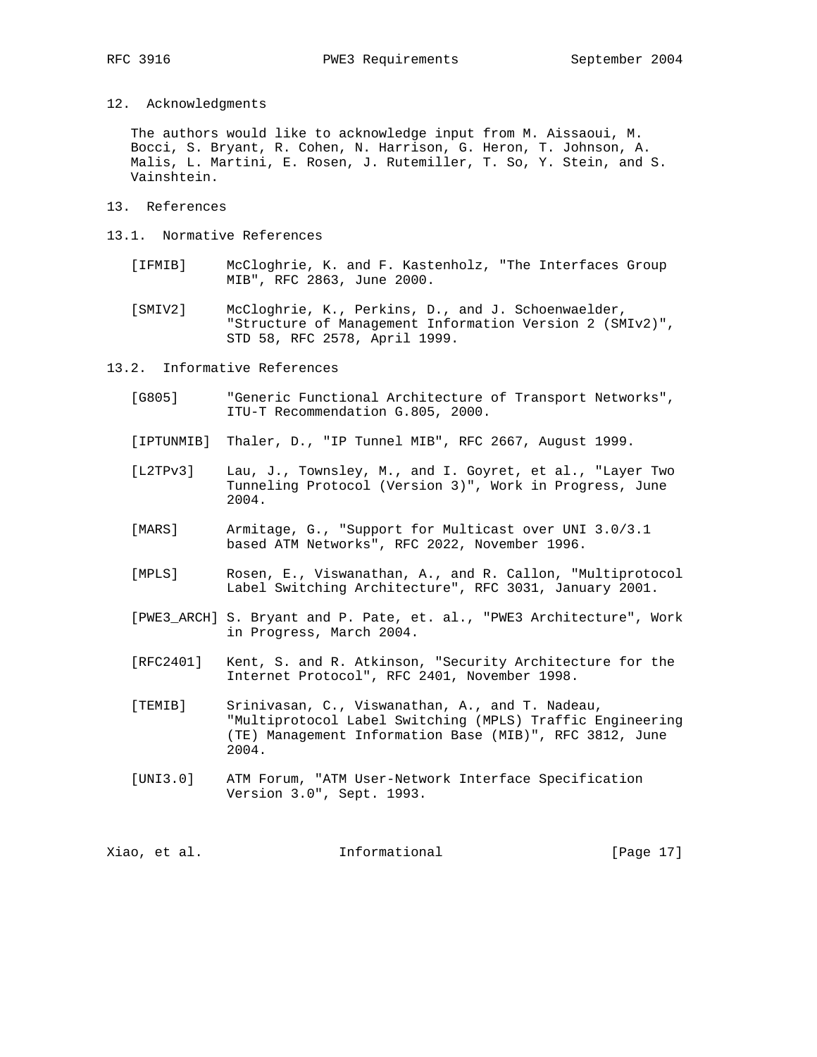## 12. Acknowledgments

The authors would like to acknowledge input from M. Aissaoui, M. Bocci, S. Bryant, R. Cohen, N. Harrison, G. Heron, T. Johnson, A. Malis, L. Martini, E. Rosen, J. Rutemiller, T. So, Y. Stein, and S. Vainshtein.

## 13. References

### 13.1. Normative References

[IFMIB] McCloghrie, K. and F. Kastenholz, "The Interfaces Group MIB", RFC 2863, June 2000.

[SMIV2] McCloghrie, K., Perkins, D., and J. Schoenwaelder, "Structure of Management Information Version 2 (SMIv2)", STD 58, RFC 2578, April 1999.

### 13.2. Informative References

[G805] "Generic Functional Architecture of Transport Networks", ITU-T Recommendation G.805, 2000.

[IPTUNMIB] Thaler, D., "IP Tunnel MIB", RFC 2667, August 1999.

[L2TPv3] Lau, J., Townsley, M., and I. Goyret, et al., "Layer Two Tunneling Protocol (Version 3)", Work in Progress, June 2004.

[MARS] Armitage, G., "Support for Multicast over UNI 3.0/3.1 based ATM Networks", RFC 2022, November 1996.

[MPLS] Rosen, E., Viswanathan, A., and R. Callon, "Multiprotocol Label Switching Architecture", RFC 3031, January 2001.

[PWE3_ARCH] S. Bryant and P. Pate, et. al., "PWE3 Architecture", Work in Progress, March 2004.

[RFC2401] Kent, S. and R. Atkinson, "Security Architecture for the Internet Protocol", RFC 2401, November 1998.

[TEMIB] Srinivasan, C., Viswanathan, A., and T. Nadeau, "Multiprotocol Label Switching (MPLS) Traffic Engineering (TE) Management Information Base (MIB)", RFC 3812, June 2004.

[UNI3.0] ATM Forum, "ATM User-Network Interface Specification Version 3.0", Sept. 1993.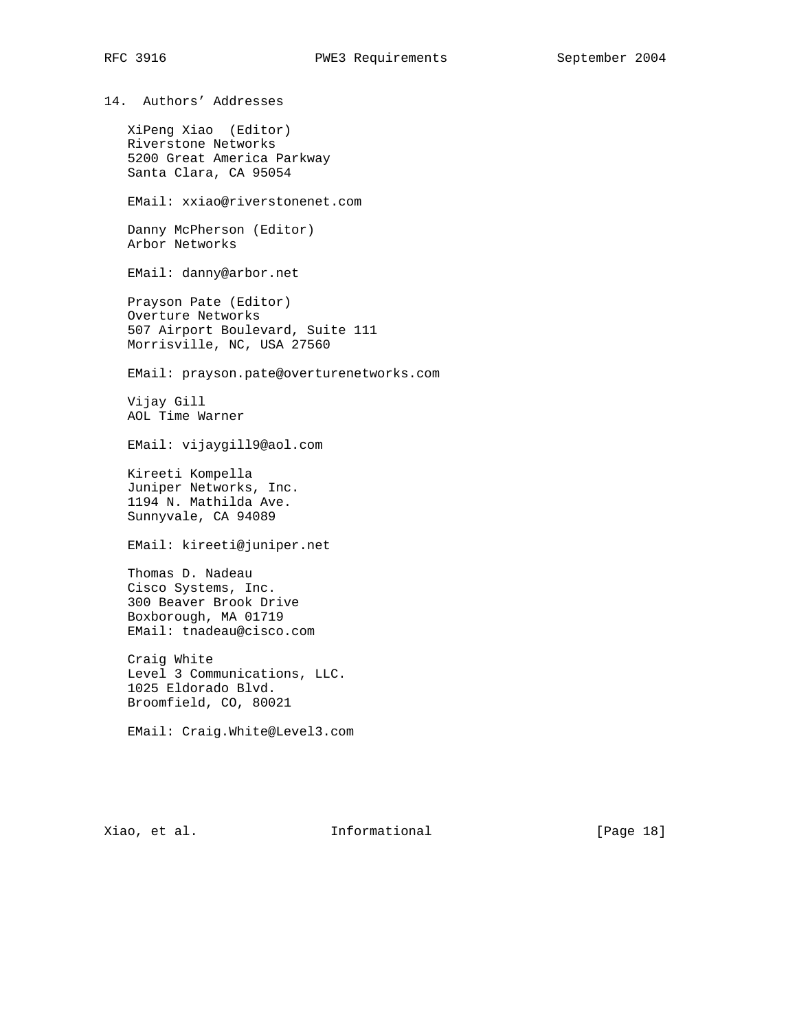## 14. Authors' Addresses

XiPeng Xiao (Editor)
Riverstone Networks
5200 Great America Parkway
Santa Clara, CA 95054

EMail: xxiao@riverstonenet.com

Danny McPherson (Editor)
Arbor Networks

EMail: danny@arbor.net

Prayson Pate (Editor)
Overture Networks
507 Airport Boulevard, Suite 111
Morrisville, NC, USA 27560

EMail: prayson.pate@overturenetworks.com

Vijay Gill
AOL Time Warner

EMail: vijaygill9@aol.com

Kireeti Kompella
Juniper Networks, Inc.
1194 N. Mathilda Ave.
Sunnyvale, CA 94089

EMail: kireeti@juniper.net

Thomas D. Nadeau
Cisco Systems, Inc.
300 Beaver Brook Drive
Boxborough, MA 01719
EMail: tnadeau@cisco.com

Craig White
Level 3 Communications, LLC.
1025 Eldorado Blvd.
Broomfield, CO, 80021

EMail: Craig.White@Level3.com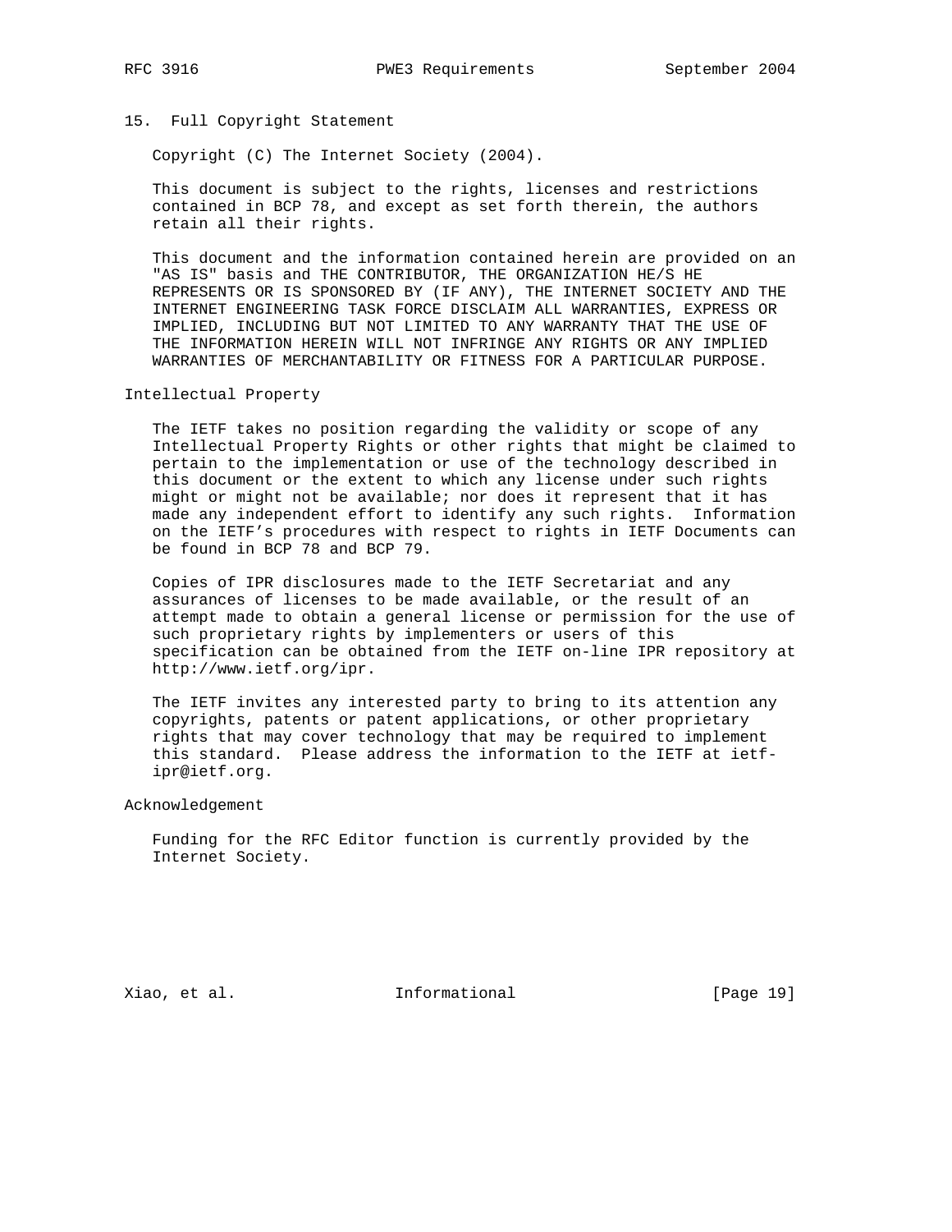## 15. Full Copyright Statement

Copyright (C) The Internet Society (2004).

This document is subject to the rights, licenses and restrictions contained in BCP 78, and except as set forth therein, the authors retain all their rights.

This document and the information contained herein are provided on an "AS IS" basis and THE CONTRIBUTOR, THE ORGANIZATION HE/S HE REPRESENTS OR IS SPONSORED BY (IF ANY), THE INTERNET SOCIETY AND THE INTERNET ENGINEERING TASK FORCE DISCLAIM ALL WARRANTIES, EXPRESS OR IMPLIED, INCLUDING BUT NOT LIMITED TO ANY WARRANTY THAT THE USE OF THE INFORMATION HEREIN WILL NOT INFRINGE ANY RIGHTS OR ANY IMPLIED WARRANTIES OF MERCHANTABILITY OR FITNESS FOR A PARTICULAR PURPOSE.

## Intellectual Property

The IETF takes no position regarding the validity or scope of any Intellectual Property Rights or other rights that might be claimed to pertain to the implementation or use of the technology described in this document or the extent to which any license under such rights might or might not be available; nor does it represent that it has made any independent effort to identify any such rights. Information on the IETF's procedures with respect to rights in IETF Documents can be found in BCP 78 and BCP 79.

Copies of IPR disclosures made to the IETF Secretariat and any assurances of licenses to be made available, or the result of an attempt made to obtain a general license or permission for the use of such proprietary rights by implementers or users of this specification can be obtained from the IETF on-line IPR repository at http://www.ietf.org/ipr.

The IETF invites any interested party to bring to its attention any copyrights, patents or patent applications, or other proprietary rights that may cover technology that may be required to implement this standard. Please address the information to the IETF at ietf-ipr@ietf.org.

## Acknowledgement

Funding for the RFC Editor function is currently provided by the Internet Society.